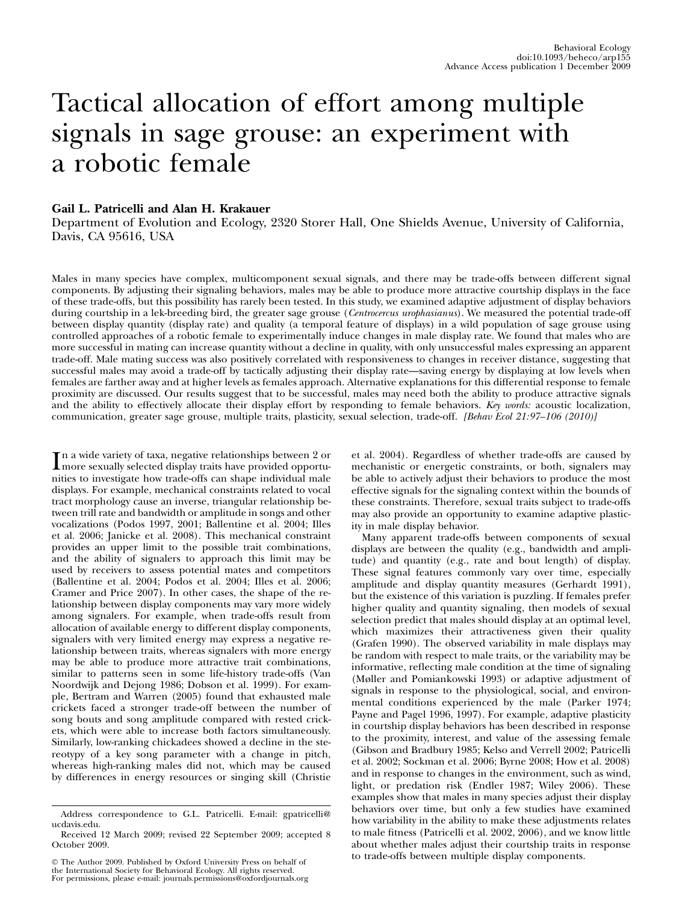# Tactical allocation of effort among multiple signals in sage grouse: an experiment with a robotic female

**Gail L. Patricelli and Alan H. Krakauer**

Department of Evolution and Ecology, 2320 Storer Hall, One Shields Avenue, University of California, Davis, CA 95616, USA

Males in many species have complex, multicomponent sexual signals, and there may be trade-offs between different signal components. By adjusting their signaling behaviors, males may be able to produce more attractive courtship displays in the face of these trade-offs, but this possibility has rarely been tested. In this study, we examined adaptive adjustment of display behaviors during courtship in a lek-breeding bird, the greater sage grouse (*Centrocercus urophasianus*). We measured the potential trade-off between display quantity (display rate) and quality (a temporal feature of displays) in a wild population of sage grouse using controlled approaches of a robotic female to experimentally induce changes in male display rate. We found that males who are more successful in mating can increase quantity without a decline in quality, with only unsuccessful males expressing an apparent trade-off. Male mating success was also positively correlated with responsiveness to changes in receiver distance, suggesting that successful males may avoid a trade-off by tactically adjusting their display rate—saving energy by displaying at low levels when females are farther away and at higher levels as females approach. Alternative explanations for this differential response to female proximity are discussed. Our results suggest that to be successful, males may need both the ability to produce attractive signals and the ability to effectively allocate their display effort by responding to female behaviors. *Key words:* acoustic localization, communication, greater sage grouse, multiple traits, plasticity, sexual selection, trade-off. *[Behav Ecol 21:97–106 (2010)]*

In a wide variety of taxa, negative relationships between 2 or more sexually selected display traits have provided opportunities to investigate how trade-offs can shape individual male displays. For example, mechanical constraints related to vocal tract morphology cause an inverse, triangular relationship between trill rate and bandwidth or amplitude in songs and other vocalizations (Podos 1997, 2001; Ballentine et al. 2004; Illes et al. 2006; Janicke et al. 2008). This mechanical constraint provides an upper limit to the possible trait combinations, and the ability of signalers to approach this limit may be used by receivers to assess potential mates and competitors (Ballentine et al. 2004; Podos et al. 2004; Illes et al. 2006; Cramer and Price 2007). In other cases, the shape of the relationship between display components may vary more widely among signalers. For example, when trade-offs result from allocation of available energy to different display components, signalers with very limited energy may express a negative relationship between traits, whereas signalers with more energy may be able to produce more attractive trait combinations, similar to patterns seen in some life-history trade-offs (Van Noordwijk and Dejong 1986; Dobson et al. 1999). For example, Bertram and Warren (2005) found that exhausted male crickets faced a stronger trade-off between the number of song bouts and song amplitude compared with rested crickets, which were able to increase both factors simultaneously. Similarly, low-ranking chickadees showed a decline in the stereotypy of a key song parameter with a change in pitch, whereas high-ranking males did not, which may be caused by differences in energy resources or singing skill (Christie et al. 2004). Regardless of whether trade-offs are caused by mechanistic or energetic constraints, or both, signalers may be able to actively adjust their behaviors to produce the most effective signals for the signaling context within the bounds of these constraints. Therefore, sexual traits subject to trade-offs may also provide an opportunity to examine adaptive plasticity in male display behavior.

Many apparent trade-offs between components of sexual displays are between the quality (e.g., bandwidth and amplitude) and quantity (e.g., rate and bout length) of display. These signal features commonly vary over time, especially amplitude and display quantity measures (Gerhardt 1991), but the existence of this variation is puzzling. If females prefer higher quality and quantity signaling, then models of sexual selection predict that males should display at an optimal level, which maximizes their attractiveness given their quality (Grafen 1990). The observed variability in male displays may be random with respect to male traits, or the variability may be informative, reflecting male condition at the time of signaling (Møller and Pomiankowski 1993) or adaptive adjustment of signals in response to the physiological, social, and environmental conditions experienced by the male (Parker 1974; Payne and Pagel 1996, 1997). For example, adaptive plasticity in courtship display behaviors has been described in response to the proximity, interest, and value of the assessing female (Gibson and Bradbury 1985; Kelso and Verrell 2002; Patricelli et al. 2002; Sockman et al. 2006; Byrne 2008; How et al. 2008) and in response to changes in the environment, such as wind, light, or predation risk (Endler 1987; Wiley 2006). These examples show that males in many species adjust their display behaviors over time, but only a few studies have examined how variability in the ability to make these adjustments relates to male fitness (Patricelli et al. 2002, 2006), and we know little about whether males adjust their courtship traits in response to trade-offs between multiple display components.

Address correspondence to G.L. Patricelli. E-mail: gpatricelli@ucdavis.edu.

Received 12 March 2009; revised 22 September 2009; accepted 8 October 2009.

© The Author 2009. Published by Oxford University Press on behalf of the International Society for Behavioral Ecology. All rights reserved. For permissions, please e-mail: journals.permissions@oxfordjournals.org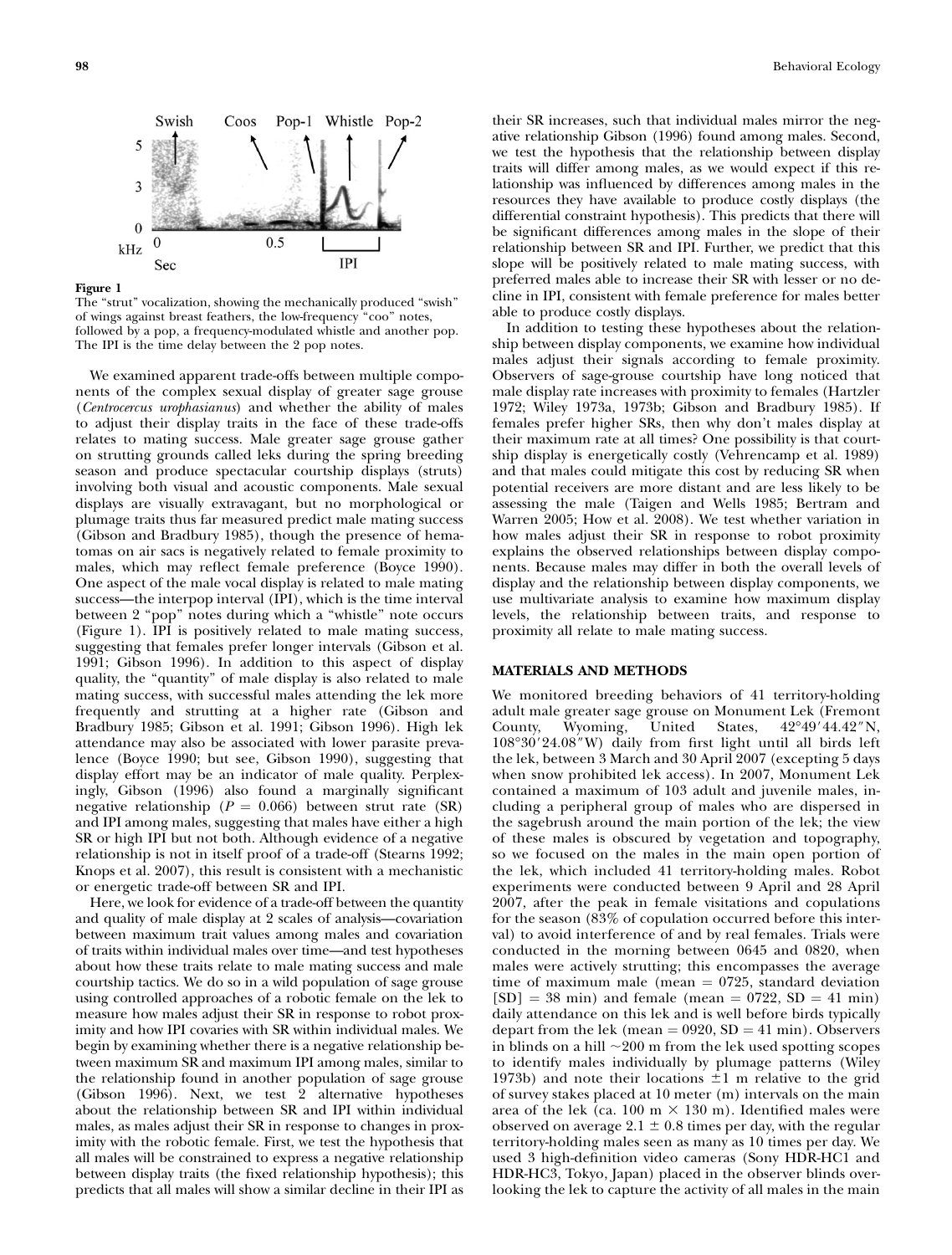Swish Coos Pop-1 Whistle Pop-2

5

3

0

kHz 0 0.5

Sec IPI

**Figure 1**
The "strut" vocalization, showing the mechanically produced "swish" of wings against breast feathers, the low-frequency "coo" notes, followed by a pop, a frequency-modulated whistle and another pop. The IPI is the time delay between the 2 pop notes.

We examined apparent trade-offs between multiple components of the complex sexual display of greater sage grouse (*Centrocercus urophasianus*) and whether the ability of males to adjust their display traits in the face of these trade-offs relates to mating success. Male greater sage grouse gather on strutting grounds called leks during the spring breeding season and produce spectacular courtship displays (struts) involving both visual and acoustic components. Male sexual displays are visually extravagant, but no morphological or plumage traits thus far measured predict male mating success (Gibson and Bradbury 1985), though the presence of hematomas on air sacs is negatively related to female proximity to males, which may reflect female preference (Boyce 1990). One aspect of the male vocal display is related to male mating success—the interpop interval (IPI), which is the time interval between 2 "pop" notes during which a "whistle" note occurs (Figure 1). IPI is positively related to male mating success, suggesting that females prefer longer intervals (Gibson et al. 1991; Gibson 1996). In addition to this aspect of display quality, the "quantity" of male display is also related to male mating success, with successful males attending the lek more frequently and strutting at a higher rate (Gibson and Bradbury 1985; Gibson et al. 1991; Gibson 1996). High lek attendance may also be associated with lower parasite prevalence (Boyce 1990; but see, Gibson 1990), suggesting that display effort may be an indicator of male quality. Perplexingly, Gibson (1996) also found a marginally significant negative relationship ($P = 0.066$) between strut rate (SR) and IPI among males, suggesting that males have either a high SR or high IPI but not both. Although evidence of a negative relationship is not in itself proof of a trade-off (Stearns 1992; Knops et al. 2007), this result is consistent with a mechanistic or energetic trade-off between SR and IPI.

Here, we look for evidence of a trade-off between the quantity and quality of male display at 2 scales of analysis—covariation between maximum trait values among males and covariation of traits within individual males over time—and test hypotheses about how these traits relate to male mating success and male courtship tactics. We do so in a wild population of sage grouse using controlled approaches of a robotic female on the lek to measure how males adjust their SR in response to robot proximity and how IPI covaries with SR within individual males. We begin by examining whether there is a negative relationship between maximum SR and maximum IPI among males, similar to the relationship found in another population of sage grouse (Gibson 1996). Next, we test 2 alternative hypotheses about the relationship between SR and IPI within individual males, as males adjust their SR in response to changes in proximity with the robotic female. First, we test the hypothesis that all males will be constrained to express a negative relationship between display traits (the fixed relationship hypothesis); this predicts that all males will show a similar decline in their IPI as their SR increases, such that individual males mirror the negative relationship Gibson (1996) found among males. Second, we test the hypothesis that the relationship between display traits will differ among males, as we would expect if this relationship was influenced by differences among males in the resources they have available to produce costly displays (the differential constraint hypothesis). This predicts that there will be significant differences among males in the slope of their relationship between SR and IPI. Further, we predict that this slope will be positively related to male mating success, with preferred males able to increase their SR with lesser or no decline in IPI, consistent with female preference for males better able to produce costly displays.

In addition to testing these hypotheses about the relationship between display components, we examine how individual males adjust their signals according to female proximity. Observers of sage-grouse courtship have long noticed that male display rate increases with proximity to females (Hartzler 1972; Wiley 1973a, 1973b; Gibson and Bradbury 1985). If females prefer higher SRs, then why don't males display at their maximum rate at all times? One possibility is that courtship display is energetically costly (Vehrencamp et al. 1989) and that males could mitigate this cost by reducing SR when potential receivers are more distant and are less likely to be assessing the male (Taigen and Wells 1985; Bertram and Warren 2005; How et al. 2008). We test whether variation in how males adjust their SR in response to robot proximity explains the observed relationships between display components. Because males may differ in both the overall levels of display and the relationship between display components, we use multivariate analysis to examine how maximum display levels, the relationship between traits, and response to proximity all relate to male mating success.

## MATERIALS AND METHODS

We monitored breeding behaviors of 41 territory-holding adult male greater sage grouse on Monument Lek (Fremont County, Wyoming, United States, 42°49′44.42″N, 108°30′24.08″W) daily from first light until all birds left the lek, between 3 March and 30 April 2007 (excepting 5 days when snow prohibited lek access). In 2007, Monument Lek contained a maximum of 103 adult and juvenile males, including a peripheral group of males who are dispersed in the sagebrush around the main portion of the lek; the view of these males is obscured by vegetation and topography, so we focused on the males in the main open portion of the lek, which included 41 territory-holding males. Robot experiments were conducted between 9 April and 28 April 2007, after the peak in female visitations and copulations for the season (83% of copulation occurred before this interval) to avoid interference of and by real females. Trials were conducted in the morning between 0645 and 0820, when males were actively strutting; this encompasses the average time of maximum male (mean = 0725, standard deviation [SD] = 38 min) and female (mean = 0722, SD = 41 min) daily attendance on this lek and is well before birds typically depart from the lek (mean = 0920, SD = 41 min). Observers in blinds on a hill ~200 m from the lek used spotting scopes to identify males individually by plumage patterns (Wiley 1973b) and note their locations ±1 m relative to the grid of survey stakes placed at 10 meter (m) intervals on the main area of the lek (ca. 100 m × 130 m). Identified males were observed on average 2.1 ± 0.8 times per day, with the regular territory-holding males seen as many as 10 times per day. We used 3 high-definition video cameras (Sony HDR-HC1 and HDR-HC3, Tokyo, Japan) placed in the observer blinds overlooking the lek to capture the activity of all males in the main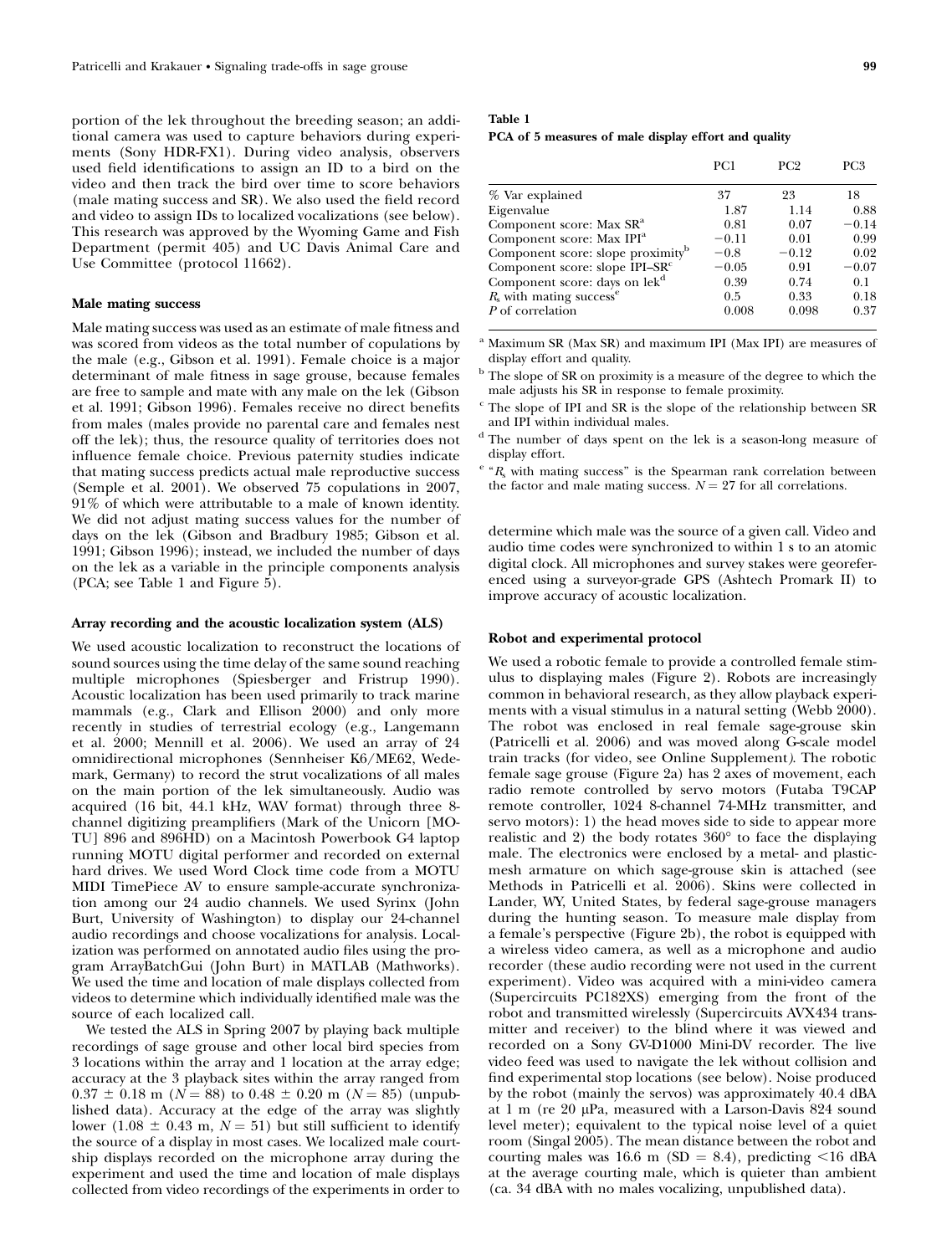portion of the lek throughout the breeding season; an additional camera was used to capture behaviors during experiments (Sony HDR-FX1). During video analysis, observers used field identifications to assign an ID to a bird on the video and then track the bird over time to score behaviors (male mating success and SR). We also used the field record and video to assign IDs to localized vocalizations (see below). This research was approved by the Wyoming Game and Fish Department (permit 405) and UC Davis Animal Care and Use Committee (protocol 11662).

### Male mating success

Male mating success was used as an estimate of male fitness and was scored from videos as the total number of copulations by the male (e.g., Gibson et al. 1991). Female choice is a major determinant of male fitness in sage grouse, because females are free to sample and mate with any male on the lek (Gibson et al. 1991; Gibson 1996). Females receive no direct benefits from males (males provide no parental care and females nest off the lek); thus, the resource quality of territories does not influence female choice. Previous paternity studies indicate that mating success predicts actual male reproductive success (Semple et al. 2001). We observed 75 copulations in 2007, 91% of which were attributable to a male of known identity. We did not adjust mating success values for the number of days on the lek (Gibson and Bradbury 1985; Gibson et al. 1991; Gibson 1996); instead, we included the number of days on the lek as a variable in the principle components analysis (PCA; see Table 1 and Figure 5).

### Array recording and the acoustic localization system (ALS)

We used acoustic localization to reconstruct the locations of sound sources using the time delay of the same sound reaching multiple microphones (Spiesberger and Fristrup 1990). Acoustic localization has been used primarily to track marine mammals (e.g., Clark and Ellison 2000) and only more recently in studies of terrestrial ecology (e.g., Langemann et al. 2000; Mennill et al. 2006). We used an array of 24 omnidirectional microphones (Sennheiser K6/ME62, Wedemark, Germany) to record the strut vocalizations of all males on the main portion of the lek simultaneously. Audio was acquired (16 bit, 44.1 kHz, WAV format) through three 8-channel digitizing preamplifiers (Mark of the Unicorn [MOTU] 896 and 896HD) on a Macintosh Powerbook G4 laptop running MOTU digital performer and recorded on external hard drives. We used Word Clock time code from a MOTU MIDI TimePiece AV to ensure sample-accurate synchronization among our 24 audio channels. We used Syrinx (John Burt, University of Washington) to display our 24-channel audio recordings and choose vocalizations for analysis. Localization was performed on annotated audio files using the program ArrayBatchGui (John Burt) in MATLAB (Mathworks). We used the time and location of male displays collected from videos to determine which individually identified male was the source of each localized call.

We tested the ALS in Spring 2007 by playing back multiple recordings of sage grouse and other local bird species from 3 locations within the array and 1 location at the array edge; accuracy at the 3 playback sites within the array ranged from $0.37 \pm 0.18$ m ($N = 88$) to $0.48 \pm 0.20$ m ($N = 85$) (unpublished data). Accuracy at the edge of the array was slightly lower ($1.08 \pm 0.43$ m, $N = 51$) but still sufficient to identify the source of a display in most cases. We localized male courtship displays recorded on the microphone array during the experiment and used the time and location of male displays collected from video recordings of the experiments in order to determine which male was the source of a given call. Video and audio time codes were synchronized to within 1 s to an atomic digital clock. All microphones and survey stakes were georeferenced using a surveyor-grade GPS (Ashtech Promark II) to improve accuracy of acoustic localization.

**Table 1**
**PCA of 5 measures of male display effort and quality**

| | PC1 | PC2 | PC3 |
|---|---|---|---|
| % Var explained | 37 | 23 | 18 |
| Eigenvalue | 1.87 | 1.14 | 0.88 |
| Component score: Max SR[a] | 0.81 | 0.07 | −0.14 |
| Component score: Max IPI[a] | −0.11 | 0.01 | 0.99 |
| Component score: slope proximity[b] | −0.8 | −0.12 | 0.02 |
| Component score: slope IPI–SR[c] | −0.05 | 0.91 | −0.07 |
| Component score: days on lek[d] | 0.39 | 0.74 | 0.1 |
| $R_s$ with mating success[e] | 0.5 | 0.33 | 0.18 |
| *P* of correlation | 0.008 | 0.098 | 0.37 |

[a] Maximum SR (Max SR) and maximum IPI (Max IPI) are measures of display effort and quality.

[b] The slope of SR on proximity is a measure of the degree to which the male adjusts his SR in response to female proximity.

[c] The slope of IPI and SR is the slope of the relationship between SR and IPI within individual males.

[d] The number of days spent on the lek is a season-long measure of display effort.

[e] "$R_s$ with mating success" is the Spearman rank correlation between the factor and male mating success. $N = 27$ for all correlations.

### Robot and experimental protocol

We used a robotic female to provide a controlled female stimulus to displaying males (Figure 2). Robots are increasingly common in behavioral research, as they allow playback experiments with a visual stimulus in a natural setting (Webb 2000). The robot was enclosed in real female sage-grouse skin (Patricelli et al. 2006) and was moved along G-scale model train tracks (for video, see Online Supplement). The robotic female sage grouse (Figure 2a) has 2 axes of movement, each radio remote controlled by servo motors (Futaba T9CAP remote controller, 1024 8-channel 74-MHz transmitter, and servo motors): 1) the head moves side to side to appear more realistic and 2) the body rotates 360° to face the displaying male. The electronics were enclosed by a metal- and plastic-mesh armature on which sage-grouse skin is attached (see Methods in Patricelli et al. 2006). Skins were collected in Lander, WY, United States, by federal sage-grouse managers during the hunting season. To measure male display from a female's perspective (Figure 2b), the robot is equipped with a wireless video camera, as well as a microphone and audio recorder (these audio recording were not used in the current experiment). Video was acquired with a mini-video camera (Supercircuits PC182XS) emerging from the front of the robot and transmitted wirelessly (Supercircuits AVX434 transmitter and receiver) to the blind where it was viewed and recorded on a Sony GV-D1000 Mini-DV recorder. The live video feed was used to navigate the lek without collision and find experimental stop locations (see below). Noise produced by the robot (mainly the servos) was approximately 40.4 dBA at 1 m (re 20 μPa, measured with a Larson-Davis 824 sound level meter); equivalent to the typical noise level of a quiet room (Singal 2005). The mean distance between the robot and courting males was 16.6 m (SD = 8.4), predicting <16 dBA at the average courting male, which is quieter than ambient (ca. 34 dBA with no males vocalizing, unpublished data).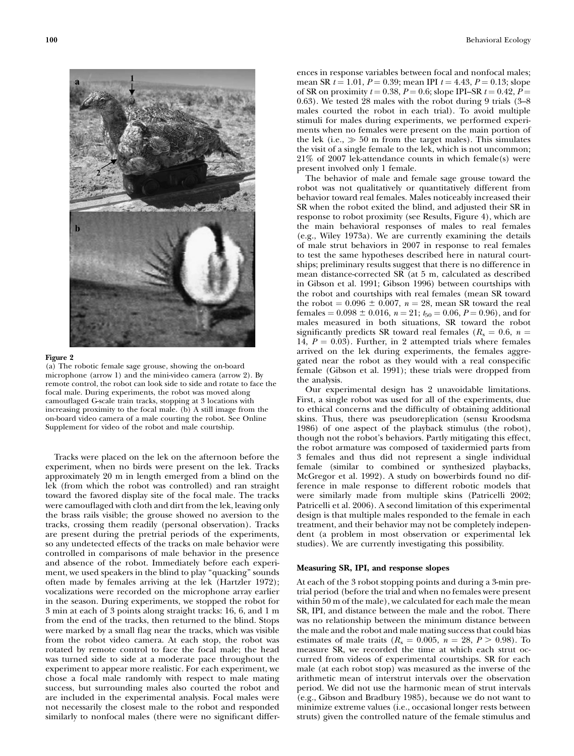**Figure 2**
(a) The robotic female sage grouse, showing the on-board microphone (arrow 1) and the mini-video camera (arrow 2). By remote control, the robot can look side to side and rotate to face the focal male. During experiments, the robot was moved along camouflaged G-scale train tracks, stopping at 3 locations with increasing proximity to the focal male. (b) A still image from the on-board video camera of a male courting the robot. See Online Supplement for video of the robot and male courtship.

Tracks were placed on the lek on the afternoon before the experiment, when no birds were present on the lek. Tracks approximately 20 m in length emerged from a blind on the lek (from which the robot was controlled) and ran straight toward the favored display site of the focal male. The tracks were camouflaged with cloth and dirt from the lek, leaving only the brass rails visible; the grouse showed no aversion to the tracks, crossing them readily (personal observation). Tracks are present during the pretrial periods of the experiments, so any undetected effects of the tracks on male behavior were controlled in comparisons of male behavior in the presence and absence of the robot. Immediately before each experiment, we used speakers in the blind to play "quacking" sounds often made by females arriving at the lek (Hartzler 1972); vocalizations were recorded on the microphone array earlier in the season. During experiments, we stopped the robot for 3 min at each of 3 points along straight tracks: 16, 6, and 1 m from the end of the tracks, then returned to the blind. Stops were marked by a small flag near the tracks, which was visible from the robot video camera. At each stop, the robot was rotated by remote control to face the focal male; the head was turned side to side at a moderate pace throughout the experiment to appear more realistic. For each experiment, we chose a focal male randomly with respect to male mating success, but surrounding males also courted the robot and are included in the experimental analysis. Focal males were not necessarily the closest male to the robot and responded similarly to nonfocal males (there were no significant differences in response variables between focal and nonfocal males; mean SR $t = 1.01$, $P = 0.39$; mean IPI $t = 4.43$, $P = 0.13$; slope of SR on proximity $t = 0.38$, $P = 0.6$; slope IPI–SR $t = 0.42$, $P = 0.63$). We tested 28 males with the robot during 9 trials (3–8 males courted the robot in each trial). To avoid multiple stimuli for males during experiments, we performed experiments when no females were present on the main portion of the lek (i.e., $\gg 50$ m from the target males). This simulates the visit of a single female to the lek, which is not uncommon; 21% of 2007 lek-attendance counts in which female(s) were present involved only 1 female.

The behavior of male and female sage grouse toward the robot was not qualitatively or quantitatively different from behavior toward real females. Males noticeably increased their SR when the robot exited the blind, and adjusted their SR in response to robot proximity (see Results, Figure 4), which are the main behavioral responses of males to real females (e.g., Wiley 1973a). We are currently examining the details of male strut behaviors in 2007 in response to real females to test the same hypotheses described here in natural courtships; preliminary results suggest that there is no difference in mean distance-corrected SR (at 5 m, calculated as described in Gibson et al. 1991; Gibson 1996) between courtships with the robot and courtships with real females (mean SR toward the robot $= 0.096 \pm 0.007$, $n = 28$, mean SR toward the real females $= 0.098 \pm 0.016$, $n = 21$; $t_{50} = 0.06$, $P = 0.96$), and for males measured in both situations, SR toward the robot significantly predicts SR toward real females ($R_s = 0.6$, $n = 14$, $P = 0.03$). Further, in 2 attempted trials where females arrived on the lek during experiments, the females aggregated near the robot as they would with a real conspecific female (Gibson et al. 1991); these trials were dropped from the analysis.

Our experimental design has 2 unavoidable limitations. First, a single robot was used for all of the experiments, due to ethical concerns and the difficulty of obtaining additional skins. Thus, there was pseudoreplication (sensu Kroodsma 1986) of one aspect of the playback stimulus (the robot), though not the robot's behaviors. Partly mitigating this effect, the robot armature was composed of taxidermied parts from 3 females and thus did not represent a single individual female (similar to combined or synthesized playbacks, McGregor et al. 1992). A study on bowerbirds found no difference in male response to different robotic models that were similarly made from multiple skins (Patricelli 2002; Patricelli et al. 2006). A second limitation of this experimental design is that multiple males responded to the female in each treatment, and their behavior may not be completely independent (a problem in most observation or experimental lek studies). We are currently investigating this possibility.

### Measuring SR, IPI, and response slopes

At each of the 3 robot stopping points and during a 3-min pretrial period (before the trial and when no females were present within 50 m of the male), we calculated for each male the mean SR, IPI, and distance between the male and the robot. There was no relationship between the minimum distance between the male and the robot and male mating success that could bias estimates of male traits ($R_s = 0.005$, $n = 28$, $P > 0.98$). To measure SR, we recorded the time at which each strut occurred from videos of experimental courtships. SR for each male (at each robot stop) was measured as the inverse of the arithmetic mean of interstrut intervals over the observation period. We did not use the harmonic mean of strut intervals (e.g., Gibson and Bradbury 1985), because we do not want to minimize extreme values (i.e., occasional longer rests between struts) given the controlled nature of the female stimulus and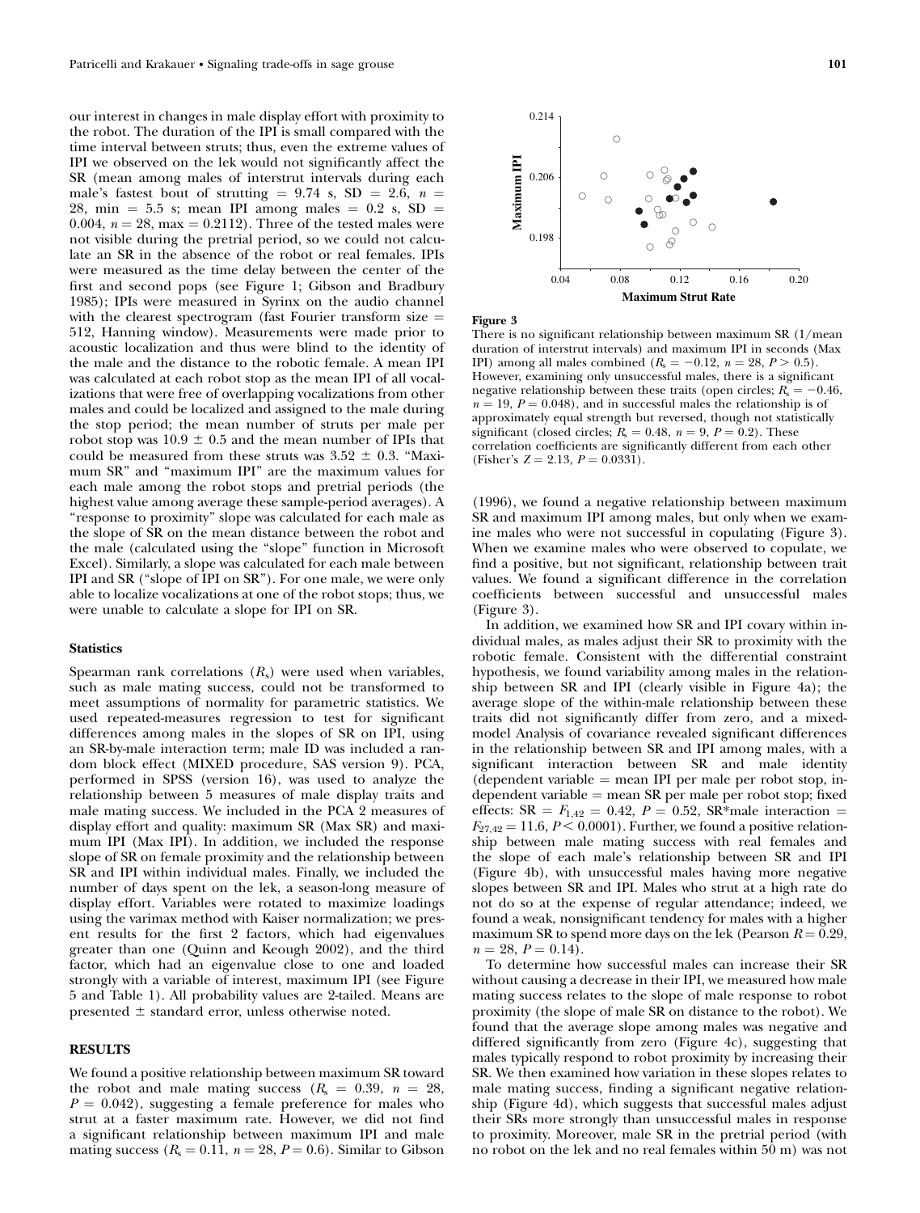our interest in changes in male display effort with proximity to the robot. The duration of the IPI is small compared with the time interval between struts; thus, even the extreme values of IPI we observed on the lek would not significantly affect the SR (mean among males of interstrut intervals during each male's fastest bout of strutting = 9.74 s, SD = 2.6, $n$ = 28, min = 5.5 s; mean IPI among males = 0.2 s, SD = 0.004, $n$ = 28, max = 0.2112). Three of the tested males were not visible during the pretrial period, so we could not calculate an SR in the absence of the robot or real females. IPIs were measured as the time delay between the center of the first and second pops (see Figure 1; Gibson and Bradbury 1985); IPIs were measured in Syrinx on the audio channel with the clearest spectrogram (fast Fourier transform size = 512, Hanning window). Measurements were made prior to acoustic localization and thus were blind to the identity of the male and the distance to the robotic female. A mean IPI was calculated at each robot stop as the mean IPI of all vocalizations that were free of overlapping vocalizations from other males and could be localized and assigned to the male during the stop period; the mean number of struts per male per robot stop was 10.9 ± 0.5 and the mean number of IPIs that could be measured from these struts was 3.52 ± 0.3. "Maximum SR" and "maximum IPI" are the maximum values for each male among the robot stops and pretrial periods (the highest value among average these sample-period averages). A "response to proximity" slope was calculated for each male as the slope of SR on the mean distance between the robot and the male (calculated using the "slope" function in Microsoft Excel). Similarly, a slope was calculated for each male between IPI and SR ("slope of IPI on SR"). For one male, we were only able to localize vocalizations at one of the robot stops; thus, we were unable to calculate a slope for IPI on SR.

### Statistics

Spearman rank correlations ($R_s$) were used when variables, such as male mating success, could not be transformed to meet assumptions of normality for parametric statistics. We used repeated-measures regression to test for significant differences among males in the slopes of SR on IPI, using an SR-by-male interaction term; male ID was included a random block effect (MIXED procedure, SAS version 9). PCA, performed in SPSS (version 16), was used to analyze the relationship between 5 measures of male display traits and male mating success. We included in the PCA 2 measures of display effort and quality: maximum SR (Max SR) and maximum IPI (Max IPI). In addition, we included the response slope of SR on female proximity and the relationship between SR and IPI within individual males. Finally, we included the number of days spent on the lek, a season-long measure of display effort. Variables were rotated to maximize loadings using the varimax method with Kaiser normalization; we present results for the first 2 factors, which had eigenvalues greater than one (Quinn and Keough 2002), and the third factor, which had an eigenvalue close to one and loaded strongly with a variable of interest, maximum IPI (see Figure 5 and Table 1). All probability values are 2-tailed. Means are presented ± standard error, unless otherwise noted.

## RESULTS

We found a positive relationship between maximum SR toward the robot and male mating success ($R_s$ = 0.39, $n$ = 28, $P$ = 0.042), suggesting a female preference for males who strut at a faster maximum rate. However, we did not find a significant relationship between maximum IPI and male mating success ($R_s$ = 0.11, $n$ = 28, $P$ = 0.6). Similar to Gibson (1996), we found a negative relationship between maximum SR and maximum IPI among males, but only when we examine males who were not successful in copulating (Figure 3). When we examine males who were observed to copulate, we find a positive, but not significant, relationship between trait values. We found a significant difference in the correlation coefficients between successful and unsuccessful males (Figure 3).

**Figure 3**
There is no significant relationship between maximum SR (1/mean duration of interstrut intervals) and maximum IPI in seconds (Max IPI) among all males combined ($R_s$ = −0.12, $n$ = 28, $P$ > 0.5). However, examining only unsuccessful males, there is a significant negative relationship between these traits (open circles; $R_s$ = −0.46, $n$ = 19, $P$ = 0.048), and in successful males the relationship is of approximately equal strength but reversed, though not statistically significant (closed circles; $R_s$ = 0.48, $n$ = 9, $P$ = 0.2). These correlation coefficients are significantly different from each other (Fisher's $Z$ = 2.13, $P$ = 0.0331).

In addition, we examined how SR and IPI covary within individual males, as males adjust their SR to proximity with the robotic female. Consistent with the differential constraint hypothesis, we found variability among males in the relationship between SR and IPI (clearly visible in Figure 4a); the average slope of the within-male relationship between these traits did not significantly differ from zero, and a mixed-model Analysis of covariance revealed significant differences in the relationship between SR and IPI among males, with a significant interaction between SR and male identity (dependent variable = mean IPI per male per robot stop, independent variable = mean SR per male per robot stop; fixed effects: SR = $F_{1,42}$ = 0.42, $P$ = 0.52, SR*male interaction = $F_{27,42}$ = 11.6, $P$ < 0.0001). Further, we found a positive relationship between male mating success with real females and the slope of each male's relationship between SR and IPI (Figure 4b), with unsuccessful males having more negative slopes between SR and IPI. Males who strut at a high rate do not do so at the expense of regular attendance; indeed, we found a weak, nonsignificant tendency for males with a higher maximum SR to spend more days on the lek (Pearson $R$ = 0.29, $n$ = 28, $P$ = 0.14).

To determine how successful males can increase their SR without causing a decrease in their IPI, we measured how male mating success relates to the slope of male response to robot proximity (the slope of male SR on distance to the robot). We found that the average slope among males was negative and differed significantly from zero (Figure 4c), suggesting that males typically respond to robot proximity by increasing their SR. We then examined how variation in these slopes relates to male mating success, finding a significant negative relationship (Figure 4d), which suggests that successful males adjust their SRs more strongly than unsuccessful males in response to proximity. Moreover, male SR in the pretrial period (with no robot on the lek and no real females within 50 m) was not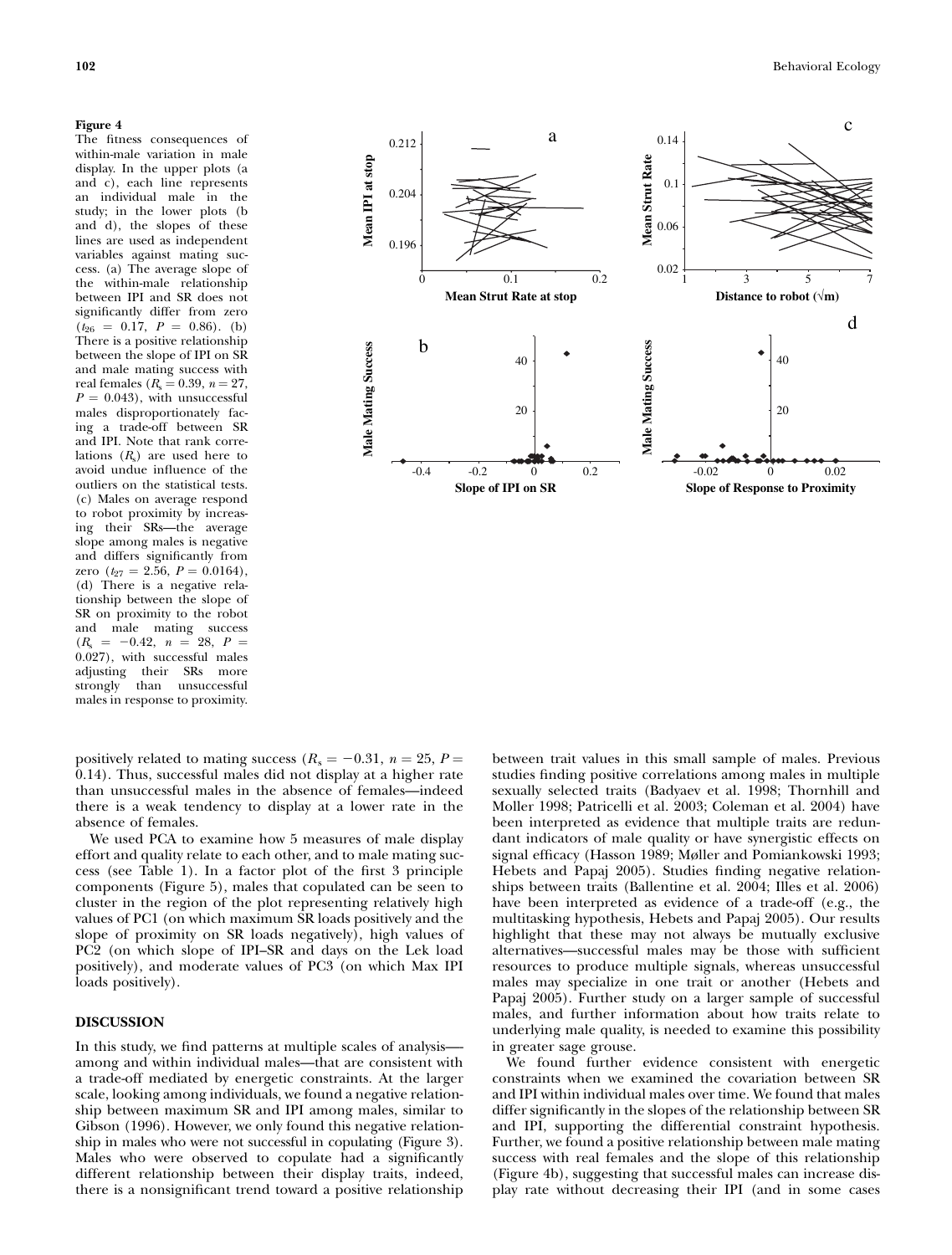**Figure 4**
The fitness consequences of within-male variation in male display. In the upper plots (a and c), each line represents an individual male in the study; in the lower plots (b and d), the slopes of these lines are used as independent variables against mating success. (a) The average slope of the within-male relationship between IPI and SR does not significantly differ from zero ($t_{26}$ = 0.17, $P$ = 0.86). (b) There is a positive relationship between the slope of IPI on SR and male mating success with real females ($R_s$ = 0.39, $n$ = 27, $P$ = 0.043), with unsuccessful males disproportionately facing a trade-off between SR and IPI. Note that rank correlations ($R_s$) are used here to avoid undue influence of the outliers on the statistical tests. (c) Males on average respond to robot proximity by increasing their SRs—the average slope among males is negative and differs significantly from zero ($t_{27}$ = 2.56, $P$ = 0.0164), (d) There is a negative relationship between the slope of SR on proximity to the robot and male mating success ($R_s$ = −0.42, $n$ = 28, $P$ = 0.027), with successful males adjusting their SRs more strongly than unsuccessful males in response to proximity.

positively related to mating success ($R_s$ = −0.31, $n$ = 25, $P$ = 0.14). Thus, successful males did not display at a higher rate than unsuccessful males in the absence of females—indeed there is a weak tendency to display at a lower rate in the absence of females.

We used PCA to examine how 5 measures of male display effort and quality relate to each other, and to male mating success (see Table 1). In a factor plot of the first 3 principle components (Figure 5), males that copulated can be seen to cluster in the region of the plot representing relatively high values of PC1 (on which maximum SR loads positively and the slope of proximity on SR loads negatively), high values of PC2 (on which slope of IPI–SR and days on the Lek load positively), and moderate values of PC3 (on which Max IPI loads positively).

## DISCUSSION

In this study, we find patterns at multiple scales of analysis—among and within individual males—that are consistent with a trade-off mediated by energetic constraints. At the larger scale, looking among individuals, we found a negative relationship between maximum SR and IPI among males, similar to Gibson (1996). However, we only found this negative relationship in males who were not successful in copulating (Figure 3). Males who were observed to copulate had a significantly different relationship between their display traits, indeed, there is a nonsignificant trend toward a positive relationship between trait values in this small sample of males. Previous studies finding positive correlations among males in multiple sexually selected traits (Badyaev et al. 1998; Thornhill and Moller 1998; Patricelli et al. 2003; Coleman et al. 2004) have been interpreted as evidence that multiple traits are redundant indicators of male quality or have synergistic effects on signal efficacy (Hasson 1989; Møller and Pomiankowski 1993; Hebets and Papaj 2005). Studies finding negative relationships between traits (Ballentine et al. 2004; Illes et al. 2006) have been interpreted as evidence of a trade-off (e.g., the multitasking hypothesis, Hebets and Papaj 2005). Our results highlight that these may not always be mutually exclusive alternatives—successful males may be those with sufficient resources to produce multiple signals, whereas unsuccessful males may specialize in one trait or another (Hebets and Papaj 2005). Further study on a larger sample of successful males, and further information about how traits relate to underlying male quality, is needed to examine this possibility in greater sage grouse.

We found further evidence consistent with energetic constraints when we examined the covariation between SR and IPI within individual males over time. We found that males differ significantly in the slopes of the relationship between SR and IPI, supporting the differential constraint hypothesis. Further, we found a positive relationship between male mating success with real females and the slope of this relationship (Figure 4b), suggesting that successful males can increase display rate without decreasing their IPI (and in some cases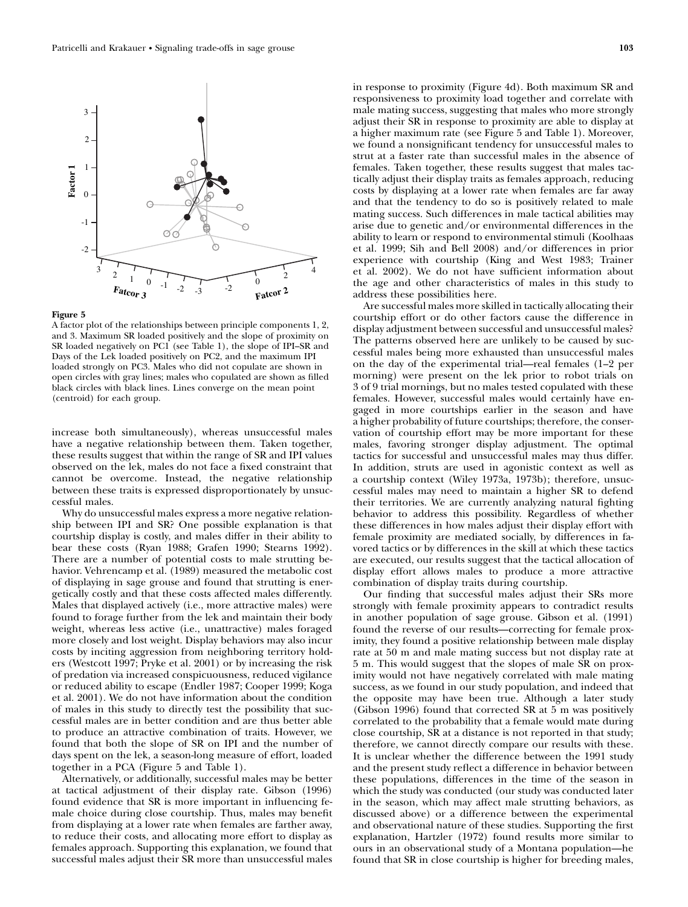**Figure 5**
A factor plot of the relationships between principle components 1, 2, and 3. Maximum SR loaded positively and the slope of proximity on SR loaded negatively on PC1 (see Table 1), the slope of IPI–SR and Days of the Lek loaded positively on PC2, and the maximum IPI loaded strongly on PC3. Males who did not copulate are shown in open circles with gray lines; males who copulated are shown as filled black circles with black lines. Lines converge on the mean point (centroid) for each group.

increase both simultaneously), whereas unsuccessful males have a negative relationship between them. Taken together, these results suggest that within the range of SR and IPI values observed on the lek, males do not face a fixed constraint that cannot be overcome. Instead, the negative relationship between these traits is expressed disproportionately by unsuccessful males.

Why do unsuccessful males express a more negative relationship between IPI and SR? One possible explanation is that courtship display is costly, and males differ in their ability to bear these costs (Ryan 1988; Grafen 1990; Stearns 1992). There are a number of potential costs to male strutting behavior. Vehrencamp et al. (1989) measured the metabolic cost of displaying in sage grouse and found that strutting is energetically costly and that these costs affected males differently. Males that displayed actively (i.e., more attractive males) were found to forage further from the lek and maintain their body weight, whereas less active (i.e., unattractive) males foraged more closely and lost weight. Display behaviors may also incur costs by inciting aggression from neighboring territory holders (Westcott 1997; Pryke et al. 2001) or by increasing the risk of predation via increased conspicuousness, reduced vigilance or reduced ability to escape (Endler 1987; Cooper 1999; Koga et al. 2001). We do not have information about the condition of males in this study to directly test the possibility that successful males are in better condition and are thus better able to produce an attractive combination of traits. However, we found that both the slope of SR on IPI and the number of days spent on the lek, a season-long measure of effort, loaded together in a PCA (Figure 5 and Table 1).

Alternatively, or additionally, successful males may be better at tactical adjustment of their display rate. Gibson (1996) found evidence that SR is more important in influencing female choice during close courtship. Thus, males may benefit from displaying at a lower rate when females are farther away, to reduce their costs, and allocating more effort to display as females approach. Supporting this explanation, we found that successful males adjust their SR more than unsuccessful males in response to proximity (Figure 4d). Both maximum SR and responsiveness to proximity load together and correlate with male mating success, suggesting that males who more strongly adjust their SR in response to proximity are able to display at a higher maximum rate (see Figure 5 and Table 1). Moreover, we found a nonsignificant tendency for unsuccessful males to strut at a faster rate than successful males in the absence of females. Taken together, these results suggest that males tactically adjust their display traits as females approach, reducing costs by displaying at a lower rate when females are far away and that the tendency to do so is positively related to male mating success. Such differences in male tactical abilities may arise due to genetic and/or environmental differences in the ability to learn or respond to environmental stimuli (Koolhaas et al. 1999; Sih and Bell 2008) and/or differences in prior experience with courtship (King and West 1983; Trainer et al. 2002). We do not have sufficient information about the age and other characteristics of males in this study to address these possibilities here.

Are successful males more skilled in tactically allocating their courtship effort or do other factors cause the difference in display adjustment between successful and unsuccessful males? The patterns observed here are unlikely to be caused by successful males being more exhausted than unsuccessful males on the day of the experimental trial—real females (1–2 per morning) were present on the lek prior to robot trials on 3 of 9 trial mornings, but no males tested copulated with these females. However, successful males would certainly have engaged in more courtships earlier in the season and have a higher probability of future courtships; therefore, the conservation of courtship effort may be more important for these males, favoring stronger display adjustment. The optimal tactics for successful and unsuccessful males may thus differ. In addition, struts are used in agonistic context as well as a courtship context (Wiley 1973a, 1973b); therefore, unsuccessful males may need to maintain a higher SR to defend their territories. We are currently analyzing natural fighting behavior to address this possibility. Regardless of whether these differences in how males adjust their display effort with female proximity are mediated socially, by differences in favored tactics or by differences in the skill at which these tactics are executed, our results suggest that the tactical allocation of display effort allows males to produce a more attractive combination of display traits during courtship.

Our finding that successful males adjust their SRs more strongly with female proximity appears to contradict results in another population of sage grouse. Gibson et al. (1991) found the reverse of our results—correcting for female proximity, they found a positive relationship between male display rate at 50 m and male mating success but not display rate at 5 m. This would suggest that the slopes of male SR on proximity would not have negatively correlated with male mating success, as we found in our study population, and indeed that the opposite may have been true. Although a later study (Gibson 1996) found that corrected SR at 5 m was positively correlated to the probability that a female would mate during close courtship, SR at a distance is not reported in that study; therefore, we cannot directly compare our results with these. It is unclear whether the difference between the 1991 study and the present study reflect a difference in behavior between these populations, differences in the time of the season in which the study was conducted (our study was conducted later in the season, which may affect male strutting behaviors, as discussed above) or a difference between the experimental and observational nature of these studies. Supporting the first explanation, Hartzler (1972) found results more similar to ours in an observational study of a Montana population—he found that SR in close courtship is higher for breeding males,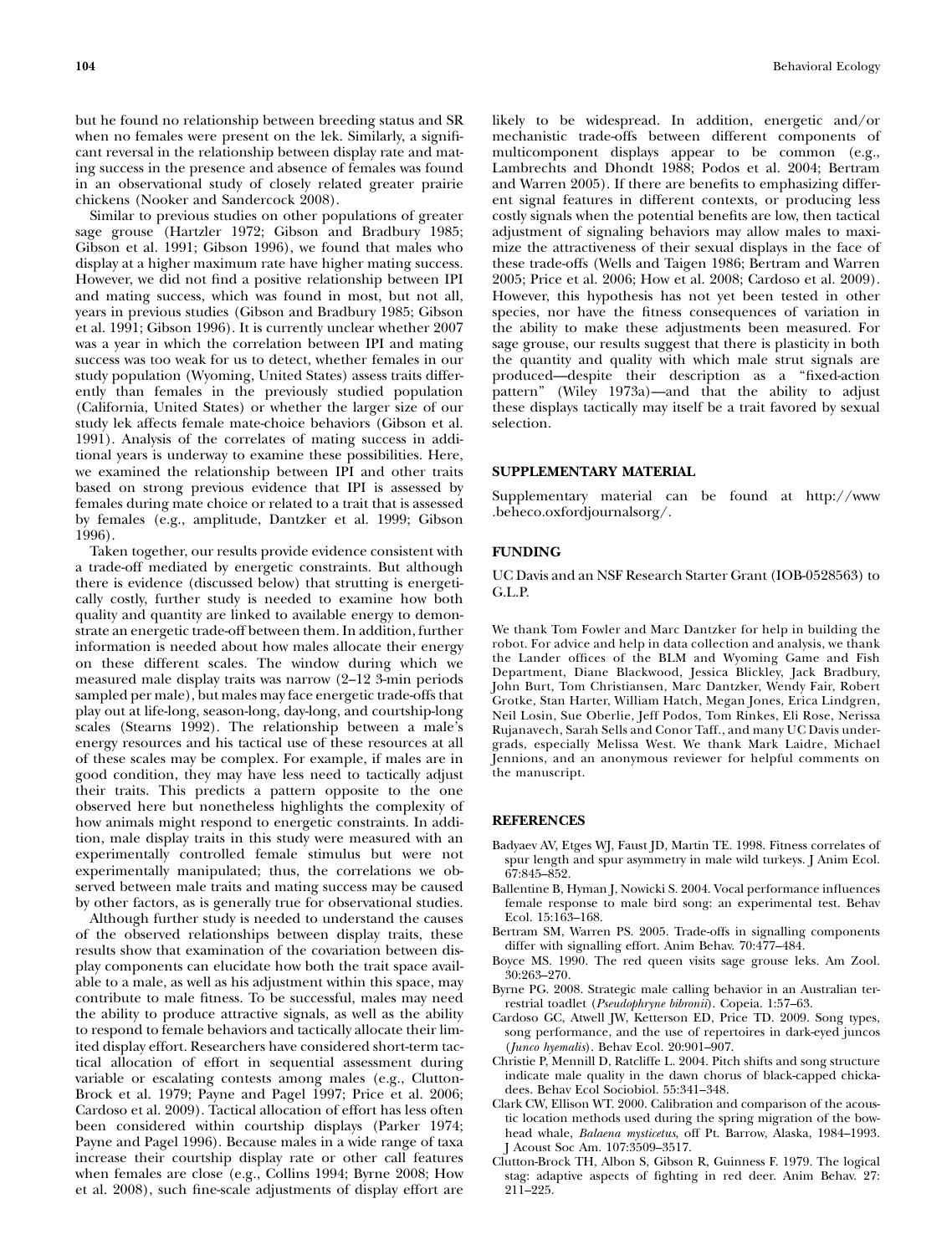but he found no relationship between breeding status and SR when no females were present on the lek. Similarly, a significant reversal in the relationship between display rate and mating success in the presence and absence of females was found in an observational study of closely related greater prairie chickens (Nooker and Sandercock 2008).

Similar to previous studies on other populations of greater sage grouse (Hartzler 1972; Gibson and Bradbury 1985; Gibson et al. 1991; Gibson 1996), we found that males who display at a higher maximum rate have higher mating success. However, we did not find a positive relationship between IPI and mating success, which was found in most, but not all, years in previous studies (Gibson and Bradbury 1985; Gibson et al. 1991; Gibson 1996). It is currently unclear whether 2007 was a year in which the correlation between IPI and mating success was too weak for us to detect, whether females in our study population (Wyoming, United States) assess traits differently than females in the previously studied population (California, United States) or whether the larger size of our study lek affects female mate-choice behaviors (Gibson et al. 1991). Analysis of the correlates of mating success in additional years is underway to examine these possibilities. Here, we examined the relationship between IPI and other traits based on strong previous evidence that IPI is assessed by females during mate choice or related to a trait that is assessed by females (e.g., amplitude, Dantzker et al. 1999; Gibson 1996).

Taken together, our results provide evidence consistent with a trade-off mediated by energetic constraints. But although there is evidence (discussed below) that strutting is energetically costly, further study is needed to examine how both quality and quantity are linked to available energy to demonstrate an energetic trade-off between them. In addition, further information is needed about how males allocate their energy on these different scales. The window during which we measured male display traits was narrow (2–12 3-min periods sampled per male), but males may face energetic trade-offs that play out at life-long, season-long, day-long, and courtship-long scales (Stearns 1992). The relationship between a male's energy resources and his tactical use of these resources at all of these scales may be complex. For example, if males are in good condition, they may have less need to tactically adjust their traits. This predicts a pattern opposite to the one observed here but nonetheless highlights the complexity of how animals might respond to energetic constraints. In addition, male display traits in this study were measured with an experimentally controlled female stimulus but were not experimentally manipulated; thus, the correlations we observed between male traits and mating success may be caused by other factors, as is generally true for observational studies.

Although further study is needed to understand the causes of the observed relationships between display traits, these results show that examination of the covariation between display components can elucidate how both the trait space available to a male, as well as his adjustment within this space, may contribute to male fitness. To be successful, males may need the ability to produce attractive signals, as well as the ability to respond to female behaviors and tactically allocate their limited display effort. Researchers have considered short-term tactical allocation of effort in sequential assessment during variable or escalating contests among males (e.g., Clutton-Brock et al. 1979; Payne and Pagel 1997; Price et al. 2006; Cardoso et al. 2009). Tactical allocation of effort has less often been considered within courtship displays (Parker 1974; Payne and Pagel 1996). Because males in a wide range of taxa increase their courtship display rate or other call features when females are close (e.g., Collins 1994; Byrne 2008; How et al. 2008), such fine-scale adjustments of display effort are likely to be widespread. In addition, energetic and/or mechanistic trade-offs between different components of multicomponent displays appear to be common (e.g., Lambrechts and Dhondt 1988; Podos et al. 2004; Bertram and Warren 2005). If there are benefits to emphasizing different signal features in different contexts, or producing less costly signals when the potential benefits are low, then tactical adjustment of signaling behaviors may allow males to maximize the attractiveness of their sexual displays in the face of these trade-offs (Wells and Taigen 1986; Bertram and Warren 2005; Price et al. 2006; How et al. 2008; Cardoso et al. 2009). However, this hypothesis has not yet been tested in other species, nor have the fitness consequences of variation in the ability to make these adjustments been measured. For sage grouse, our results suggest that there is plasticity in both the quantity and quality with which male strut signals are produced—despite their description as a "fixed-action pattern" (Wiley 1973a)—and that the ability to adjust these displays tactically may itself be a trait favored by sexual selection.

## SUPPLEMENTARY MATERIAL

Supplementary material can be found at http://www.beheco.oxfordjournalsorg/.

## FUNDING

UC Davis and an NSF Research Starter Grant (IOB-0528563) to G.L.P.

We thank Tom Fowler and Marc Dantzker for help in building the robot. For advice and help in data collection and analysis, we thank the Lander offices of the BLM and Wyoming Game and Fish Department, Diane Blackwood, Jessica Blickley, Jack Bradbury, John Burt, Tom Christiansen, Marc Dantzker, Wendy Fair, Robert Grotke, Stan Harter, William Hatch, Megan Jones, Erica Lindgren, Neil Losin, Sue Oberlie, Jeff Podos, Tom Rinkes, Eli Rose, Nerissa Rujanavech, Sarah Sells and Conor Taff., and many UC Davis undergrads, especially Melissa West. We thank Mark Laidre, Michael Jennions, and an anonymous reviewer for helpful comments on the manuscript.

## REFERENCES

Badyaev AV, Etges WJ, Faust JD, Martin TE. 1998. Fitness correlates of spur length and spur asymmetry in male wild turkeys. J Anim Ecol. 67:845–852.

Ballentine B, Hyman J, Nowicki S. 2004. Vocal performance influences female response to male bird song: an experimental test. Behav Ecol. 15:163–168.

Bertram SM, Warren PS. 2005. Trade-offs in signalling components differ with signalling effort. Anim Behav. 70:477–484.

Boyce MS. 1990. The red queen visits sage grouse leks. Am Zool. 30:263–270.

Byrne PG. 2008. Strategic male calling behavior in an Australian terrestrial toadlet (*Pseudophryne bibronii*). Copeia. 1:57–63.

Cardoso GC, Atwell JW, Ketterson ED, Price TD. 2009. Song types, song performance, and the use of repertoires in dark-eyed juncos (*Junco hyemalis*). Behav Ecol. 20:901–907.

Christie P, Mennill D, Ratcliffe L. 2004. Pitch shifts and song structure indicate male quality in the dawn chorus of black-capped chickadees. Behav Ecol Sociobiol. 55:341–348.

Clark CW, Ellison WT. 2000. Calibration and comparison of the acoustic location methods used during the spring migration of the bowhead whale, *Balaena mysticetus*, off Pt. Barrow, Alaska, 1984–1993. J Acoust Soc Am. 107:3509–3517.

Clutton-Brock TH, Albon S, Gibson R, Guinness F. 1979. The logical stag: adaptive aspects of fighting in red deer. Anim Behav. 27: 211–225.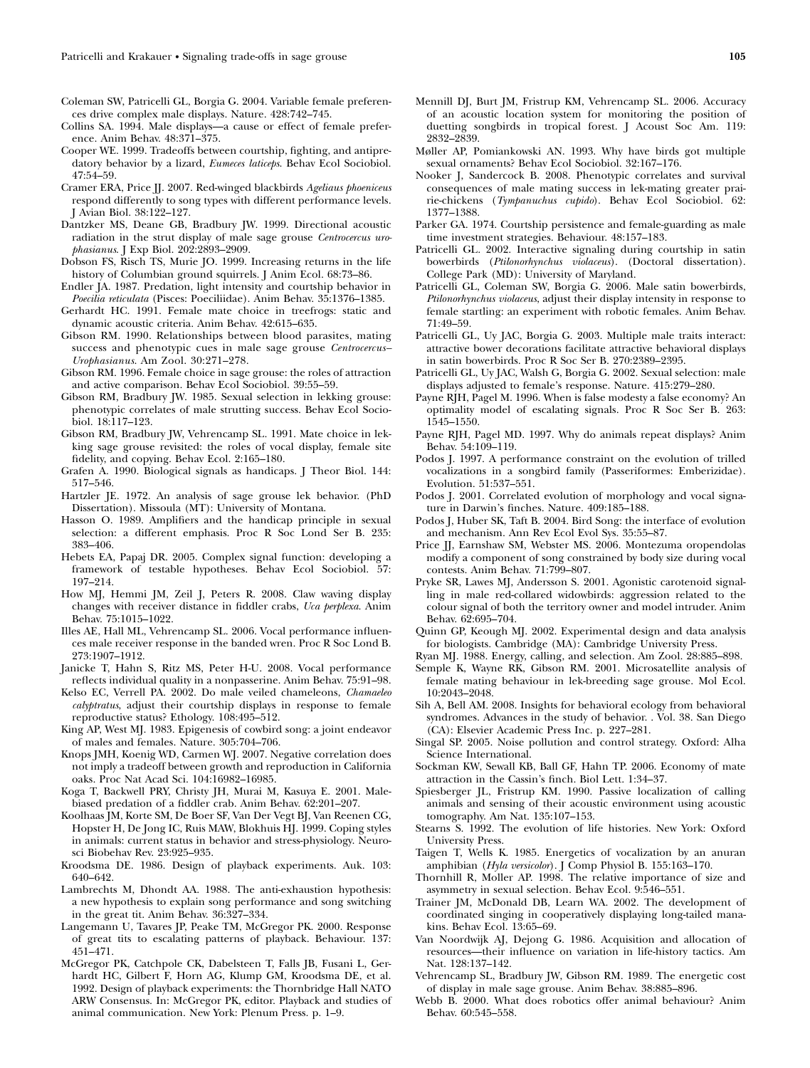Coleman SW, Patricelli GL, Borgia G. 2004. Variable female preferences drive complex male displays. Nature. 428:742–745.

Collins SA. 1994. Male displays—a cause or effect of female preference. Anim Behav. 48:371–375.

Cooper WE. 1999. Tradeoffs between courtship, fighting, and antipredatory behavior by a lizard, *Eumeces laticeps*. Behav Ecol Sociobiol. 47:54–59.

Cramer ERA, Price JJ. 2007. Red-winged blackbirds *Ageliaus phoeniceus* respond differently to song types with different performance levels. J Avian Biol. 38:122–127.

Dantzker MS, Deane GB, Bradbury JW. 1999. Directional acoustic radiation in the strut display of male sage grouse *Centrocercus urophasianus*. J Exp Biol. 202:2893–2909.

Dobson FS, Risch TS, Murie JO. 1999. Increasing returns in the life history of Columbian ground squirrels. J Anim Ecol. 68:73–86.

Endler JA. 1987. Predation, light intensity and courtship behavior in *Poecilia reticulata* (Pisces: Poeciliidae). Anim Behav. 35:1376–1385.

Gerhardt HC. 1991. Female mate choice in treefrogs: static and dynamic acoustic criteria. Anim Behav. 42:615–635.

Gibson RM. 1990. Relationships between blood parasites, mating success and phenotypic cues in male sage grouse *Centrocercus–Urophasianus*. Am Zool. 30:271–278.

Gibson RM. 1996. Female choice in sage grouse: the roles of attraction and active comparison. Behav Ecol Sociobiol. 39:55–59.

Gibson RM, Bradbury JW. 1985. Sexual selection in lekking grouse: phenotypic correlates of male strutting success. Behav Ecol Sociobiol. 18:117–123.

Gibson RM, Bradbury JW, Vehrencamp SL. 1991. Mate choice in lekking sage grouse revisited: the roles of vocal display, female site fidelity, and copying. Behav Ecol. 2:165–180.

Grafen A. 1990. Biological signals as handicaps. J Theor Biol. 144: 517–546.

Hartzler JE. 1972. An analysis of sage grouse lek behavior. (PhD Dissertation). Missoula (MT): University of Montana.

Hasson O. 1989. Amplifiers and the handicap principle in sexual selection: a different emphasis. Proc R Soc Lond Ser B. 235: 383–406.

Hebets EA, Papaj DR. 2005. Complex signal function: developing a framework of testable hypotheses. Behav Ecol Sociobiol. 57: 197–214.

How MJ, Hemmi JM, Zeil J, Peters R. 2008. Claw waving display changes with receiver distance in fiddler crabs, *Uca perplexa*. Anim Behav. 75:1015–1022.

Illes AE, Hall ML, Vehrencamp SL. 2006. Vocal performance influences male receiver response in the banded wren. Proc R Soc Lond B. 273:1907–1912.

Janicke T, Hahn S, Ritz MS, Peter H-U. 2008. Vocal performance reflects individual quality in a nonpasserine. Anim Behav. 75:91–98.

Kelso EC, Verrell PA. 2002. Do male veiled chameleons, *Chamaeleo calyptratus*, adjust their courtship displays in response to female reproductive status? Ethology. 108:495–512.

King AP, West MJ. 1983. Epigenesis of cowbird song: a joint endeavor of males and females. Nature. 305:704–706.

Knops JMH, Koenig WD, Carmen WJ. 2007. Negative correlation does not imply a tradeoff between growth and reproduction in California oaks. Proc Nat Acad Sci. 104:16982–16985.

Koga T, Backwell PRY, Christy JH, Murai M, Kasuya E. 2001. Male-biased predation of a fiddler crab. Anim Behav. 62:201–207.

Koolhaas JM, Korte SM, De Boer SF, Van Der Vegt BJ, Van Reenen CG, Hopster H, De Jong IC, Ruis MAW, Blokhuis HJ. 1999. Coping styles in animals: current status in behavior and stress-physiology. Neurosci Biobehav Rev. 23:925–935.

Kroodsma DE. 1986. Design of playback experiments. Auk. 103: 640–642.

Lambrechts M, Dhondt AA. 1988. The anti-exhaustion hypothesis: a new hypothesis to explain song performance and song switching in the great tit. Anim Behav. 36:327–334.

Langemann U, Tavares JP, Peake TM, McGregor PK. 2000. Response of great tits to escalating patterns of playback. Behaviour. 137: 451–471.

McGregor PK, Catchpole CK, Dabelsteen T, Falls JB, Fusani L, Gerhardt HC, Gilbert F, Horn AG, Klump GM, Kroodsma DE, et al. 1992. Design of playback experiments: the Thornbridge Hall NATO ARW Consensus. In: McGregor PK, editor. Playback and studies of animal communication. New York: Plenum Press. p. 1–9.

Mennill DJ, Burt JM, Fristrup KM, Vehrencamp SL. 2006. Accuracy of an acoustic location system for monitoring the position of duetting songbirds in tropical forest. J Acoust Soc Am. 119: 2832–2839.

Møller AP, Pomiankowski AN. 1993. Why have birds got multiple sexual ornaments? Behav Ecol Sociobiol. 32:167–176.

Nooker J, Sandercock B. 2008. Phenotypic correlates and survival consequences of male mating success in lek-mating greater prairie-chickens (*Tympanuchus cupido*). Behav Ecol Sociobiol. 62: 1377–1388.

Parker GA. 1974. Courtship persistence and female-guarding as male time investment strategies. Behaviour. 48:157–183.

Patricelli GL. 2002. Interactive signaling during courtship in satin bowerbirds (*Ptilonorhynchus violaceus*). (Doctoral dissertation). College Park (MD): University of Maryland.

Patricelli GL, Coleman SW, Borgia G. 2006. Male satin bowerbirds, *Ptilonorhynchus violaceus*, adjust their display intensity in response to female startling: an experiment with robotic females. Anim Behav. 71:49–59.

Patricelli GL, Uy JAC, Borgia G. 2003. Multiple male traits interact: attractive bower decorations facilitate attractive behavioral displays in satin bowerbirds. Proc R Soc Ser B. 270:2389–2395.

Patricelli GL, Uy JAC, Walsh G, Borgia G. 2002. Sexual selection: male displays adjusted to female's response. Nature. 415:279–280.

Payne RJH, Pagel M. 1996. When is false modesty a false economy? An optimality model of escalating signals. Proc R Soc Ser B. 263: 1545–1550.

Payne RJH, Pagel MD. 1997. Why do animals repeat displays? Anim Behav. 54:109–119.

Podos J. 1997. A performance constraint on the evolution of trilled vocalizations in a songbird family (Passeriformes: Emberizidae). Evolution. 51:537–551.

Podos J. 2001. Correlated evolution of morphology and vocal signature in Darwin's finches. Nature. 409:185–188.

Podos J, Huber SK, Taft B. 2004. Bird Song: the interface of evolution and mechanism. Ann Rev Ecol Evol Sys. 35:55–87.

Price JJ, Earnshaw SM, Webster MS. 2006. Montezuma oropendolas modify a component of song constrained by body size during vocal contests. Anim Behav. 71:799–807.

Pryke SR, Lawes MJ, Andersson S. 2001. Agonistic carotenoid signalling in male red-collared widowbirds: aggression related to the colour signal of both the territory owner and model intruder. Anim Behav. 62:695–704.

Quinn GP, Keough MJ. 2002. Experimental design and data analysis for biologists. Cambridge (MA): Cambridge University Press.

Ryan MJ. 1988. Energy, calling, and selection. Am Zool. 28:885–898.

Semple K, Wayne RK, Gibson RM. 2001. Microsatellite analysis of female mating behaviour in lek-breeding sage grouse. Mol Ecol. 10:2043–2048.

Sih A, Bell AM. 2008. Insights for behavioral ecology from behavioral syndromes. Advances in the study of behavior. . Vol. 38. San Diego (CA): Elsevier Academic Press Inc. p. 227–281.

Singal SP. 2005. Noise pollution and control strategy. Oxford: Alha Science International.

Sockman KW, Sewall KB, Ball GF, Hahn TP. 2006. Economy of mate attraction in the Cassin's finch. Biol Lett. 1:34–37.

Spiesberger JL, Fristrup KM. 1990. Passive localization of calling animals and sensing of their acoustic environment using acoustic tomography. Am Nat. 135:107–153.

Stearns S. 1992. The evolution of life histories. New York: Oxford University Press.

Taigen T, Wells K. 1985. Energetics of vocalization by an anuran amphibian (*Hyla versicolor*). J Comp Physiol B. 155:163–170.

Thornhill R, Moller AP. 1998. The relative importance of size and asymmetry in sexual selection. Behav Ecol. 9:546–551.

Trainer JM, McDonald DB, Learn WA. 2002. The development of coordinated singing in cooperatively displaying long-tailed manakins. Behav Ecol. 13:65–69.

Van Noordwijk AJ, Dejong G. 1986. Acquisition and allocation of resources—their influence on variation in life-history tactics. Am Nat. 128:137–142.

Vehrencamp SL, Bradbury JW, Gibson RM. 1989. The energetic cost of display in male sage grouse. Anim Behav. 38:885–896.

Webb B. 2000. What does robotics offer animal behaviour? Anim Behav. 60:545–558.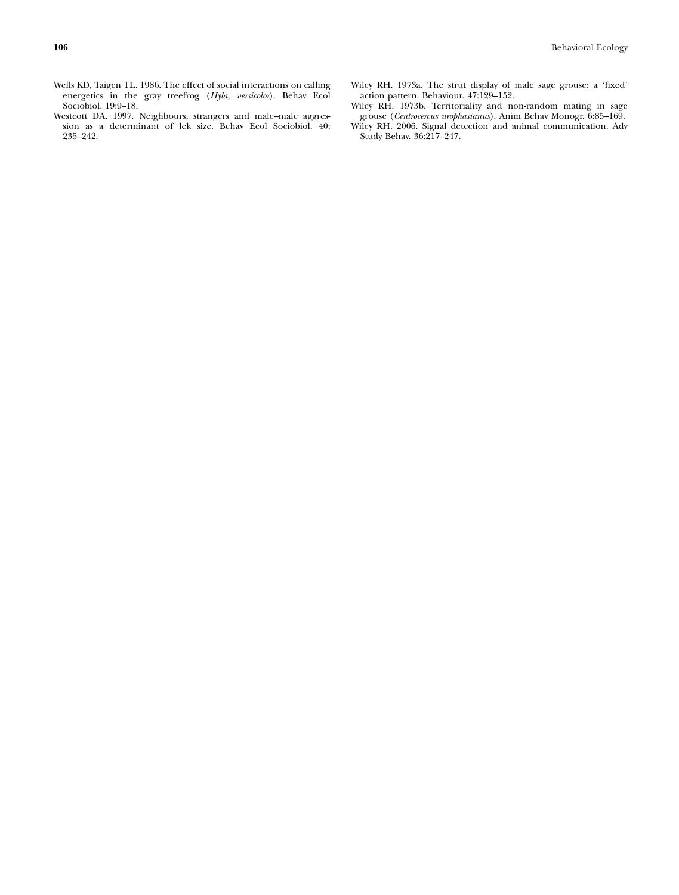Wells KD, Taigen TL. 1986. The effect of social interactions on calling energetics in the gray treefrog (*Hyla, versicolor*). Behav Ecol Sociobiol. 19:9–18.

Westcott DA. 1997. Neighbours, strangers and male–male aggression as a determinant of lek size. Behav Ecol Sociobiol. 40: 235–242.

Wiley RH. 1973a. The strut display of male sage grouse: a 'fixed' action pattern. Behaviour. 47:129–152.

Wiley RH. 1973b. Territoriality and non-random mating in sage grouse (*Centrocercus urophasianus*). Anim Behav Monogr. 6:85–169.

Wiley RH. 2006. Signal detection and animal communication. Adv Study Behav. 36:217–247.